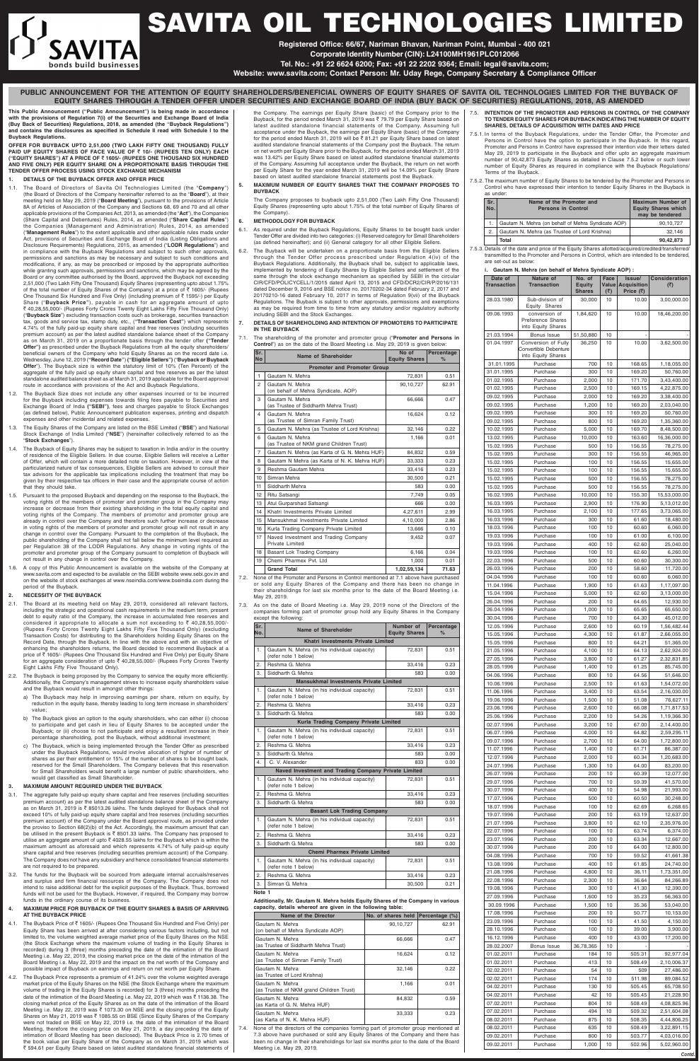# SAVITA OIL TECHNOLOGIES LIMITED

**Registered Office: 66/67, Nariman Bhavan, Nariman Point, Mumbai - 400 021**
**Corporate Identity Number (CIN): L24100MH1961PLC012066**
**Tel. No.: +91 22 6624 6200; Fax: +91 22 2202 9364; Email: legal@savita.com;**
**Website: www.savita.com; Contact Person: Mr. Uday Rege, Company Secretary & Compliance Officer**

## PUBLIC ANNOUNCEMENT FOR THE ATTENTION OF EQUITY SHAREHOLDERS/BENEFICIAL OWNERS OF EQUITY SHARES OF SAVITA OIL TECHNOLOGIES LIMITED FOR THE BUYBACK OF EQUITY SHARES THROUGH A TENDER OFFER UNDER SECURITIES AND EXCHANGE BOARD OF INDIA (BUY BACK OF SECURITIES) REGULATIONS, 2018, AS AMENDED

**This Public Announcement ("Public Announcement") is being made in accordance with the provisions of Regulation 7(i) of the Securities and Exchange Board of India (Buy Back of Securities) Regulations, 2018, as amended (the "Buyback Regulations") and contains the disclosures as specified in Schedule II read with Schedule I to the Buyback Regulations.**

**OFFER FOR BUYBACK UPTO 2,51,000 (TWO LAKH FIFTY ONE THOUSAND) FULLY PAID UP EQUITY SHARES OF FACE VALUE OF ₹ 10/- (RUPEES TEN ONLY) EACH ("EQUITY SHARES") AT A PRICE OF ₹ 1605/- (RUPEES ONE THOUSAND SIX HUNDRED AND FIVE ONLY) PER EQUITY SHARE ON A PROPORTIONATE BASIS THROUGH THE TENDER OFFER PROCESS USING STOCK EXCHANGE MECHANISM**

### 1. DETAILS OF THE BUYBACK OFFER AND OFFER PRICE

1.1. The Board of Directors of Savita Oil Technologies Limited (the "**Company**") (the Board of Directors of the Company hereinafter referred to as the "**Board**"), at their meeting held on May 29, 2019 ("**Board Meeting**"), pursuant to the provisions of Article 8A of Articles of Association of the Company and Sections 68, 69 and 70 and all other applicable provisions of the Companies Act, 2013, as amended (the "**Act**"), the Companies (Share Capital and Debentures) Rules, 2014, as amended ("**Share Capital Rules**") the Companies (Management and Administration) Rules, 2014, as amended ("**Management Rules**") to the extent applicable and other applicable rules made under Act, provisions of Securities and Exchange Board of India (Listing Obligations and Disclosure Requirements) Regulations, 2015, as amended ("**LODR Regulations**") and in compliance with the Buyback Regulations and subject to such other approvals, permissions and sanctions as may be necessary and subject to such conditions and modifications, if any, as may be prescribed or imposed by the appropriate authorities while granting such approvals, permissions and sanctions, which may be agreed by the Board or any committee authorised by the Board, approved the Buyback not exceeding 2,51,000 (Two Lakh Fifty One Thousand) Equity Shares (representing upto about 1.75% of the total number of Equity Shares of the Company) at a price of ₹ 1605/- (Rupees One Thousand Six Hundred and Five Only) (including premium of ₹ 1595/-) per Equity Share ("**Buyback Price**"), payable in cash for an aggregate amount of upto ₹ 40,28,55,000/- (Rupees Forty Crores Twenty Eight Lakhs Fifty Five Thousand Only) ("**Buyback Size**") excluding transaction costs such as brokerage, securities transaction tax, goods and service tax, stamp duty, etc., ("**Transaction Cost**") which represents 4.74% of the fully paid-up equity share capital and free reserves (including securities premium account) as per the latest audited standalone balance sheet of the Company as on March 31, 2019 on a proportionate basis through the tender offer ("**Tender Offer**") as prescribed under the Buyback Regulations from all the equity shareholders/ beneficial owners of the Company who hold Equity Shares as on the record date i.e. Wednesday, June 12, 2019 ("**Record Date**") ("**Eligible Sellers**") ("**Buyback or Buyback Offer**"). The Buyback Size is within the statutory limit of 10% (Ten Percent) of the aggregate of the fully paid up equity share capital and free reserves as per the latest standalone audited balance sheet as at March 31, 2019 applicable for the Board approval route in accordance with provisions of the Act and Buyback Regulations.

1.2. The Buyback Size does not include any other expenses incurred or to be incurred for the buyback including expenses towards filing fees payable to Securities and Exchange Board of India ("**SEBI**"), fees and charges payable to Stock Exchanges (as defined below), Public Announcement publication expenses, printing and dispatch expenses and other incidental and related expenses.

1.3. The Equity Shares of the Company are listed on the BSE Limited ("**BSE**") and National Stock Exchange of India Limited ("**NSE**") (hereinafter collectively referred to as the "**Stock Exchanges**").

1.4. The Buyback of Equity Shares may be subject to taxation in India and/or in the country of residence of the Eligible Sellers. In due course, Eligible Sellers will receive a Letter of Offer, which will contain a more detailed note on taxation. However, in view of the particularized nature of tax consequences, Eligible Sellers are advised to consult their tax advisors for the applicable tax implications including the treatment that may be given by their respective tax officers in their case and the appropriate course of action that they should take.

1.5. Pursuant to the proposed Buyback and depending on the response to the Buyback, the voting rights of the members of promoter and promoter group in the Company may increase or decrease from their existing shareholding in the total equity capital and voting rights of the Company. The members of promoter and promoter group are already in control over the Company and therefore such further increase or decrease in voting rights of the members of promoter and promoter group will not result in any change in control over the Company. Pursuant to the completion of the Buyback, the public shareholding of the Company shall not fall below the minimum level required as per Regulation 38 of the LODR Regulations. Any change in voting rights of the promoter and promoter group of the Company pursuant to completion of Buyback will not result in any change in control over the Company.

1.6. A copy of this Public Announcement is available on the website of the Company at www.savita.com and expected to be available on the SEBI website www.sebi.gov.in and on the website of stock exchanges at www.nseindia.com and www.bseindia.com during the period of the Buyback.

### 2. NECESSITY OF THE BUYBACK

2.1. The Board at its meeting held on May 29, 2019, considered all relevant factors, including the strategic and operational cash requirements in the medium term, present debt to equity ratio of the Company, the increase in accumulated free reserves and considered it appropriate to allocate a sum not exceeding to ₹ 40,28,55,000/- (Rupees Forty Crores Twenty Eight Lakhs Fifty Five Thousand Only) (excluding Transaction Costs) for distributing to the Shareholders holding Equity Shares on the Record Date, through the Buyback. In line with the above and with an objective of enhancing the shareholders returns, the Board decided to recommend Buyback at a price of ₹ 1605/- (Rupees One Thousand Six Hundred and Five Only) per Equity Share for an aggregate consideration of upto ₹ 40,28,55,000/- (Rupees Forty Crores Twenty Eight Lakhs Fifty Five Thousand Only).

2.2. The Buyback is being proposed by the Company to service the equity more efficiently. Additionally, the Company's management strives to increase equity shareholders value and the Buyback would result in amongst other things:

a) The Buyback may help in improving earnings per share, return on equity, by reduction in the equity base, thereby leading to long term increase in shareholders' value;

b) The Buyback gives an option to the equity shareholders, who can either (i) choose to participate and get cash in lieu of Equity Shares to be accepted under the Buyback; or (ii) choose to not participate and enjoy a resultant increase in their percentage shareholding, post the Buyback, without additional investment;

c) The Buyback, which is being implemented through the Tender Offer as prescribed under the Buyback Regulations, would involve allocation of higher of number of shares as per their entitlement or 15% of the number of shares to be bought back, reserved for the Small Shareholders. The Company believes that this reservation for Small Shareholders would benefit a large number of public shareholders, who would get classified as Small Shareholder.

### 3. MAXIMUM AMOUNT REQUIRED UNDER THE BUYBACK

3.1. The aggregate fully paid-up equity share capital and free reserves (including securities premium account) as per the latest audited standalone balance sheet of the Company as on March 31, 2019 is ₹ 85013.26 lakhs. The funds deployed for Buyback shall not exceed 10% of fully paid-up equity share capital and free reserves (including securities premium account) of the Company under the Board approval route, as provided under the proviso to Section 68(2)(b) of the Act. Accordingly, the maximum amount that can be utilised in the present Buyback is ₹ 8501.33 lakhs. The Company has proposed to utilise an aggregate amount of upto ₹ 4028.55 lakhs for the Buyback which is within the maximum amount as aforesaid and which represents 4.74% of fully paid-up equity share capital and free reserves (including securities premium account) of the Company. The Company does not have any subsidiary and hence consolidated financial statements are not required to be prepared.

3.2. The funds for the Buyback will be sourced from adequate internal accruals/reserves and surplus and firm financial resources of the Company. The Company does not intend to raise additional debt for the explicit purposes of the Buyback. Thus, borrowed funds will not be used for the Buyback. However, if required, the Company may borrow funds in the ordinary course of its business.

### 4. MAXIMUM PRICE FOR BUYBACK OF THE EQUITY SHARES & BASIS OF ARRIVING AT THE BUYBACK PRICE

4.1. The Buyback Price of ₹ 1605/- (Rupees One Thousand Six Hundred and Five Only) per Equity Share has been arrived at after considering various factors including, but not limited to, the volume weighted average market price of the Equity Shares on the NSE (the Stock Exchange where the maximum volume of trading in the Equity Shares is recorded) during 3 (three) months preceding the date of the intimation of the Board Meeting i.e. May 22, 2019, the closing market price on the date of the intimation of the Board Meeting i.e. May 22, 2019 and the impact on the net worth of the Company and possible impact of Buyback on earnings and return on net worth per Equity Share.

4.2. The Buyback Price represents a premium of 41.24% over the volume weighted average market price of the Equity Shares on the NSE (the Stock Exchange where the maximum volume of trading in the Equity Shares is recorded) for 3 (three) months preceding the date of the intimation of the Board Meeting i.e. May 22, 2019 which was ₹ 1136.38. The closing market price of the Equity Shares as on the date of the intimation of the Board Meeting i.e. May 22, 2019 was ₹ 1073.30 on NSE and the closing price of the Equity Shares on May 21, 2019 was ₹ 1085.55 on BSE (Since Equity Shares of the Company were not traded on BSE on May 22, 2019 i.e. the date of the intimation of the Board Meeting, therefore the closing price on May 21, 2019, a day preceding the date of intimation of Board Meeting has been disclosed). The Buyback Price is 2.70 times of the book value per Equity Share of the Company as on March 31, 2019 which was ₹ 594.61 per Equity Share based on latest audited standalone financial statements of the Company. The earnings per Equity Share (basic) of the Company prior to the Buyback, for the period ended March 31, 2019 was ₹ 79.79 per Equity Share based on latest audited standalone financial statements of the Company. Assuming full acceptance under the Buyback, the earnings per Equity Share (basic) of the Company for the period ended March 31, 2019 will be ₹ 81.21 per Equity Share based on latest audited standalone financial statements of the Company post the Buyback. The return on net worth per Equity Share prior to the Buyback, for the period ended March 31, 2019 was 13.42% per Equity Share based on latest audited standalone financial statements of the Company. Assuming full acceptance under the Buyback, the return on net worth per Equity Share for the year ended March 31, 2019 will be 14.09% per Equity Share based on latest audited standalone financial statements post the Buyback.

### 5. MAXIMUM NUMBER OF EQUITY SHARES THAT THE COMPANY PROPOSES TO BUYBACK

The Company proposes to buyback upto 2,51,000 (Two Lakh Fifty One Thousand) Equity Shares (representing upto about 1.75% of the total number of Equity Shares of the Company).

### 6. METHODOLOGY FOR BUYBACK

6.1. As required under the Buyback Regulations, Equity Shares to be bought back under Tender Offer are divided into two categories: (i) Reserved category for Small Shareholders (as defined hereinafter); and (ii) General category for all other Eligible Sellers.

6.2. The Buyback will be undertaken on a proportionate basis from the Eligible Sellers through the Tender Offer process prescribed under Regulation 4(iv) of the Buyback Regulations. Additionally, the Buyback shall be, subject to applicable laws, implemented by tendering of Equity Shares by Eligible Sellers and settlement of the same through the stock exchange mechanism as specified by SEBI in the circular CIR/CFD/POLICYCELL/1/2015 dated April 13, 2015 and CFD/DCR2/CIR/P/2016/131 dated December 9, 2016 and BSE notice no. 20170202-34 dated February 2, 2017 and 20170210-16 dated February 10, 2017 in terms of Regulation 9(vii) of the Buyback Regulations. The Buyback is subject to other approvals, permissions and exemptions as may be required from time to time from any statutory and/or regulatory authority including SEBI and the Stock Exchanges.

### 7. DETAILS OF SHAREHOLDING AND INTENTION OF PROMOTERS TO PARTICIPATE IN THE BUYBACK

7.1. The shareholding of the promoter and promoter group ("**Promoter and Persons in Control**") as on the date of the Board Meeting i.e. May 29, 2019 is given below:

| Sr. No | Name of Shareholder | No of Equity Shares | Percentage % |
|---|---|---|---|
| | **Promoter and Promoter Group** | | |
| 1 | Gautam N. Mehra | 72,831 | 0.51 |
| 2 | Gautam N. Mehra (on behalf of Mehra Syndicate, AOP) | 90,10,727 | 62.91 |
| 3 | Gautam N. Mehra (as Trustee of Siddharth Mehra Trust) | 66,666 | 0.47 |
| 4 | Gautam N. Mehra (as Trustee of Simran Family Trust) | 16,624 | 0.12 |
| 5 | Gautam N. Mehra (as Trustee of Lord Krishna) | 32,146 | 0.22 |
| 6 | Gautam N. Mehra (as Trustee of NKM grand Children Trust) | 1,166 | 0.01 |
| 7 | Gautam N. Mehra (as Karta of G. N. Mehra HUF) | 84,832 | 0.59 |
| 8 | Gautam N Mehra (as Karta of N. K. Mehra HUF) | 33,333 | 0.23 |
| 9 | Reshma Gautam Mehra | 33,416 | 0.23 |
| 10 | Simran Mehra | 30,500 | 0.21 |
| 11 | Siddharth Mehra | 583 | 0.00 |
| 12 | Ritu Satsangi | 7,749 | 0.05 |
| 13 | Atul Gurparshad Satsangi | 666 | 0.00 |
| 14 | Khatri Investments Private Limited | 4,27,611 | 2.99 |
| 15 | Mansukhmal Investments Private Limited | 4,10,000 | 2.86 |
| 16 | Kurla Trading Company Private Limited | 13,666 | 0.10 |
| 17 | Naved Investment and Trading Company Private Limited | 9,452 | 0.07 |
| 18 | Basant Lok Trading Company | 6,166 | 0.04 |
| 19 | Chemi Pharmex Pvt. Ltd | 1,000 | 0.01 |
| | **Grand Total** | **1,02,59,134** | **71.63** |

7.2. None of the Promoter and Persons in Control mentioned at 7.1 above have purchased or sold any Equity Shares of the Company and there has been no change in their shareholdings for last six months prior to the date of the Board Meeting i.e. May 29, 2019.

7.3. As on date of Board Meeting i.e. May 29, 2019 none of the Directors of the companies forming part of promoter group hold any Equity Shares in the Company except the following:

| Sr. No. | Name of Shareholder | Number of Equity Shares | Percentage % |
|---|---|---|---|
| | **Khatri Investments Private Limited** | | |
| 1. | Gautam N. Mehra (in his individual capacity) (refer note 1 below) | 72,831 | 0.51 |
| 2. | Reshma G. Mehra | 33,416 | 0.23 |
| 3. | Siddharth G. Mehra | 583 | 0.00 |
| | **Mansukhmal Investments Private Limited** | | |
| 1. | Gautam N. Mehra (in his individual capacity) (refer note 1 below) | 72,831 | 0.51 |
| 2. | Reshma G. Mehra | 33,416 | 0.23 |
| 3. | Siddharth G. Mehra | 583 | 0.00 |
| | **Kurla Trading Company Private Limited** | | |
| 1. | Gautam N. Mehra (in his individual capacity) (refer note 1 below) | 72,831 | 0.51 |
| 2. | Reshma G. Mehra | 33,416 | 0.23 |
| 3. | Siddharth G. Mehra | 583 | 0.00 |
| 4. | C. V. Alexander | 833 | 0.00 |
| | **Naved Investment and Trading Company Private Limited** | | |
| 1. | Gautam N. Mehra (in his individual capacity) (refer note 1 below) | 72,831 | 0.51 |
| 2. | Reshma G. Mehra | 33,416 | 0.23 |
| 3. | Siddharth G. Mehra | 583 | 0.00 |
| | **Basant Lok Trading Company** | | |
| 1. | Gautam N. Mehra (in his individual capacity) (refer note 1 below) | 72,831 | 0.51 |
| 2. | Reshma G. Mehra | 33,416 | 0.23 |
| 3. | Siddharth G. Mehra | 583 | 0.00 |
| | **Chemi Pharmex Private Limited** | | |
| 1. | Gautam N. Mehra (in his individual capacity) (refer note 1 below) | 72,831 | 0.51 |
| 2. | Reshma G. Mehra | 33,416 | 0.23 |
| 3. | Simran G. Mehra | 30,500 | 0.21 |

**Note 1**

**Additionally, Mr. Gautam N. Mehra holds Equity Shares of the Company in various capacity, details whereof are given in the following table:**

| Name of the Director | No. of shares held | Percentage (%) |
|---|---|---|
| Gautam N. Mehra (on behalf of Mehra Syndicate AOP) | 90,10,727 | 62.91 |
| Gautam N. Mehra (as Trustee of Siddharth Mehra Trust) | 66,666 | 0.47 |
| Gautam N. Mehra (as Trustee of Simran Family Trust) | 16,624 | 0.12 |
| Gautam N. Mehra (as Trustee of Lord Krishna) | 32,146 | 0.22 |
| Gautam N. Mehra (as Trustee of NKM grand Children Trust) | 1,166 | 0.01 |
| Gautam N. Mehra (as Karta of G. N. Mehra HUF) | 84,832 | 0.59 |
| Gautam N. Mehra (as Karta of N. K. Mehra HUF) | 33,333 | 0.23 |

7.4. None of the directors of the companies forming part of promoter group mentioned at 7.3 above have purchased or sold any Equity Shares of the Company and there has been no change in their shareholdings for last six months prior to the date of Board Meeting i.e. May 29, 2019.

7.5. **INTENTION OF THE PROMOTER AND PERSONS IN CONTROL OF THE COMPANY TO TENDER EQUITY SHARES FOR BUYBACK INDICATING THE NUMBER OF EQUITY SHARES, DETAILS OF ACQUISITION WITH DATES AND PRICE**

7.5.1. In terms of the Buyback Regulations, under the Tender Offer, the Promoter and Persons in Control have the option to participate in the Buyback. In this regard, Promoter and Persons in Control have expressed their intention vide their letters dated May 29, 2019 to participate in the Buyback and offer upto an aggregate maximum number of 90,42,873 Equity Shares as detailed in Clause 7.5.2 below or such lower number of Equity Shares as required in compliance with the Buyback Regulations/ Terms of the Buyback.

7.5.2. The maximum number of Equity Shares to be tendered by the Promoter and Persons in Control who have expressed their intention to tender Equity Shares in the Buyback is as under:

| Sr. No. | Name of the Promoter and Persons in Control | Maximum Number of Equity Shares which may be tendered |
|---|---|---|
| 1. | Gautam N. Mehra (on behalf of Mehra Syndicate AOP) | 90,10,727 |
| 2. | Gautam N. Mehra (as Trustee of Lord Krishna) | 32,146 |
| | **Total** | **90,42,873** |

7.5.3. Details of the date and price of the Equity Shares allotted/acquired/credited/transferred/ transmitted to the Promoter and Persons in Control, which are intended to be tendered, are set-out as below:

**i. Gautam N. Mehra (on behalf of Mehra Syndicate AOP) :**

| Date of Transaction | Nature of Transaction | No. of Equity Shares | Face Value (₹) | Issue/ Acquisition Price (₹) | Consideration (₹) |
|---|---|---|---|---|---|
| 28.03.1980 | Sub-division of Equity Shares | 30,000 | 10 | 10.00 | 3,00,000.00 |
| 09.06.1993 | conversion of Preference Shares into Equity Shares | 1,84,620 | 10 | 10.00 | 18,46,200.00 |
| 21.03.1994 | Bonus Issue | 51,50,880 | 10 | - | - |
| 01.04.1997 | Conversion of Fully Convertible Debenture into Equity Shares | 36,250 | 10 | 10.00 | 3,62,500.00 |
| 31.01.1995 | Purchase | 700 | 10 | 168.65 | 1,18,055.00 |
| 31.01.1995 | Purchase | 300 | 10 | 169.20 | 50,760.00 |
| 01.02.1995 | Purchase | 2,000 | 10 | 171.70 | 3,43,400.00 |
| 01.02.1995 | Purchase | 2,500 | 10 | 169.15 | 4,22,875.00 |
| 09.02.1995 | Purchase | 2,000 | 10 | 169.20 | 3,38,400.00 |
| 09.02.1995 | Purchase | 1,200 | 10 | 169.20 | 2,03,040.00 |
| 09.02.1995 | Purchase | 300 | 10 | 169.20 | 50,760.00 |
| 09.02.1995 | Purchase | 800 | 10 | 169.20 | 1,35,360.00 |
| 10.02.1995 | Purchase | 5,000 | 10 | 169.70 | 8,48,500.00 |
| 13.02.1995 | Purchase | 10,000 | 10 | 163.60 | 16,36,000.00 |
| 15.02.1995 | Purchase | 500 | 10 | 156.55 | 78,275.00 |
| 15.02.1995 | Purchase | 300 | 10 | 156.55 | 46,965.00 |
| 15.02.1995 | Purchase | 100 | 10 | 156.55 | 15,655.00 |
| 15.02.1995 | Purchase | 100 | 10 | 156.55 | 15,655.00 |
| 15.02.1995 | Purchase | 500 | 10 | 156.55 | 78,275.00 |
| 15.02.1995 | Purchase | 500 | 10 | 156.55 | 78,275.00 |
| 16.02.1995 | Purchase | 10,000 | 10 | 155.30 | 15,53,000.00 |
| 16.03.1995 | Purchase | 2,900 | 10 | 176.90 | 5,13,012.00 |
| 16.03.1995 | Purchase | 2,100 | 10 | 177.65 | 3,73,065.00 |
| 16.03.1996 | Purchase | 300 | 10 | 61.60 | 18,480.00 |
| 18.03.1996 | Purchase | 100 | 10 | 60.60 | 6,060.00 |
| 19.03.1996 | Purchase | 100 | 10 | 61.00 | 6,100.00 |
| 19.03.1996 | Purchase | 400 | 10 | 62.60 | 25,040.00 |
| 19.03.1996 | Purchase | 100 | 10 | 62.60 | 6,260.00 |
| 22.03.1996 | Purchase | 500 | 10 | 60.60 | 30,300.00 |
| 26.03.1996 | Purchase | 200 | 10 | 58.60 | 11,720.00 |
| 04.04.1996 | Purchase | 100 | 10 | 60.60 | 6,060.00 |
| 11.04.1996 | Purchase | 1,900 | 10 | 61.63 | 1,17,097.00 |
| 15.04.1996 | Purchase | 5,000 | 10 | 62.60 | 3,13,000.00 |
| 26.04.1996 | Purchase | 200 | 10 | 64.65 | 12,930.00 |
| 26.04.1996 | Purchase | 1,000 | 10 | 65.65 | 65,650.00 |
| 30.04.1996 | Purchase | 700 | 10 | 64.30 | 45,012.00 |
| 12.05.1996 | Purchase | 2,600 | 10 | 60.19 | 1,56,482.44 |
| 15.05.1996 | Purchase | 4,300 | 10 | 61.87 | 2,66,055.00 |
| 15.05.1996 | Purchase | 800 | 10 | 64.21 | 51,365.00 |
| 21.05.1996 | Purchase | 4,100 | 10 | 64.13 | 2,62,924.00 |
| 27.05.1996 | Purchase | 3,800 | 10 | 61.27 | 2,32,831.85 |
| 28.05.1996 | Purchase | 1,400 | 10 | 61.25 | 85,745.00 |
| 04.06.1996 | Purchase | 800 | 10 | 64.56 | 51,646.00 |
| 10.06.1996 | Purchase | 2,500 | 10 | 61.63 | 1,54,072.00 |
| 11.06.1996 | Purchase | 3,400 | 10 | 63.54 | 2,16,030.00 |
| 19.06.1996 | Purchase | 1,500 | 10 | 51.08 | 76,627.11 |
| 23.06.1996 | Purchase | 2,600 | 10 | 66.08 | 1,71,817.53 |
| 25.06.1996 | Purchase | 2,200 | 10 | 54.26 | 1,19,366.30 |
| 02.07.1996 | Purchase | 3,200 | 10 | 67.00 | 2,14,400.00 |
| 06.07.1996 | Purchase | 4,000 | 10 | 64.82 | 2,59,295.11 |
| 09.07.1996 | Purchase | 2,700 | 10 | 64.00 | 1,72,800.00 |
| 11.07.1996 | Purchase | 1,400 | 10 | 61.71 | 86,387.00 |
| 12.07.1996 | Purchase | 2,000 | 10 | 60.34 | 1,20,683.00 |
| 24.07.1996 | Purchase | 1,300 | 10 | 64.00 | 83,200.00 |
| 26.07.1996 | Purchase | 200 | 10 | 60.39 | 12,077.00 |
| 29.07.1996 | Purchase | 700 | 10 | 59.39 | 41,570.00 |
| 30.07.1996 | Purchase | 400 | 10 | 54.98 | 21,993.00 |
| 17.07.1996 | Purchase | 500 | 10 | 60.50 | 30,248.00 |
| 18.07.1996 | Purchase | 100 | 10 | 62.69 | 6,268.65 |
| 19.07.1996 | Purchase | 200 | 10 | 63.19 | 12,637.00 |
| 21.07.1996 | Purchase | 3,800 | 10 | 62.10 | 2,35,976.00 |
| 22.07.1996 | Purchase | 100 | 10 | 63.74 | 6,374.00 |
| 23.07.1996 | Purchase | 200 | 10 | 63.34 | 12,667.00 |
| 30.07.1996 | Purchase | 200 | 10 | 64.00 | 12,800.00 |
| 04.08.1996 | Purchase | 700 | 10 | 59.52 | 41,661.38 |
| 13.08.1996 | Purchase | 400 | 10 | 61.85 | 24,740.00 |
| 21.08.1996 | Purchase | 4,800 | 10 | 36.11 | 1,73,351.00 |
| 22.08.1996 | Purchase | 2,300 | 10 | 36.64 | 84,266.89 |
| 19.08.1996 | Purchase | 300 | 10 | 41.30 | 12,390.00 |
| 27.09.1996 | Purchase | 1,600 | 10 | 35.23 | 56,363.00 |
| 30.09.1996 | Purchase | 1,500 | 10 | 35.36 | 53,040.00 |
| 17.08.1996 | Purchase | 200 | 10 | 50.77 | 10,153.00 |
| 23.09.1996 | Purchase | 100 | 10 | 41.50 | 4,150.00 |
| 28.10.1996 | Purchase | 100 | 10 | 39.00 | 3,900.00 |
| 16.12.1996 | Purchase | 400 | 10 | 43.00 | 17,200.00 |
| 28.02.2007 | Bonus Issue | 36,78,365 | 10 | - | - |
| 01.02.2011 | Purchase | 184 | 10 | 505.31 | 92,977.04 |
| 01.02.2011 | Purchase | 413 | 10 | 508.49 | 2,10,006.37 |
| 02.02.2011 | Purchase | 54 | 10 | 509 | 27,486.00 |
| 02.02.2011 | Purchase | 174 | 10 | 511.98 | 89,084.52 |
| 04.02.2011 | Purchase | 130 | 10 | 505.45 | 65,708.50 |
| 04.02.2011 | Purchase | 42 | 10 | 505.45 | 21,228.90 |
| 07.02.2011 | Purchase | 804 | 10 | 508.49 | 4,08,825.96 |
| 07.02.2011 | Purchase | 494 | 10 | 509.32 | 2,51,604.08 |
| 08.02.2011 | Purchase | 875 | 10 | 508.35 | 4,44,806.25 |
| 08.02.2011 | Purchase | 635 | 10 | 508.49 | 3,22,891.15 |
| 09.02.2011 | Purchase | 800 | 10 | 503.77 | 4,03,016.00 |
| 09.02.2011 | Purchase | 1,000 | 10 | 502.96 | 5,02,960.00 |

*Contd.*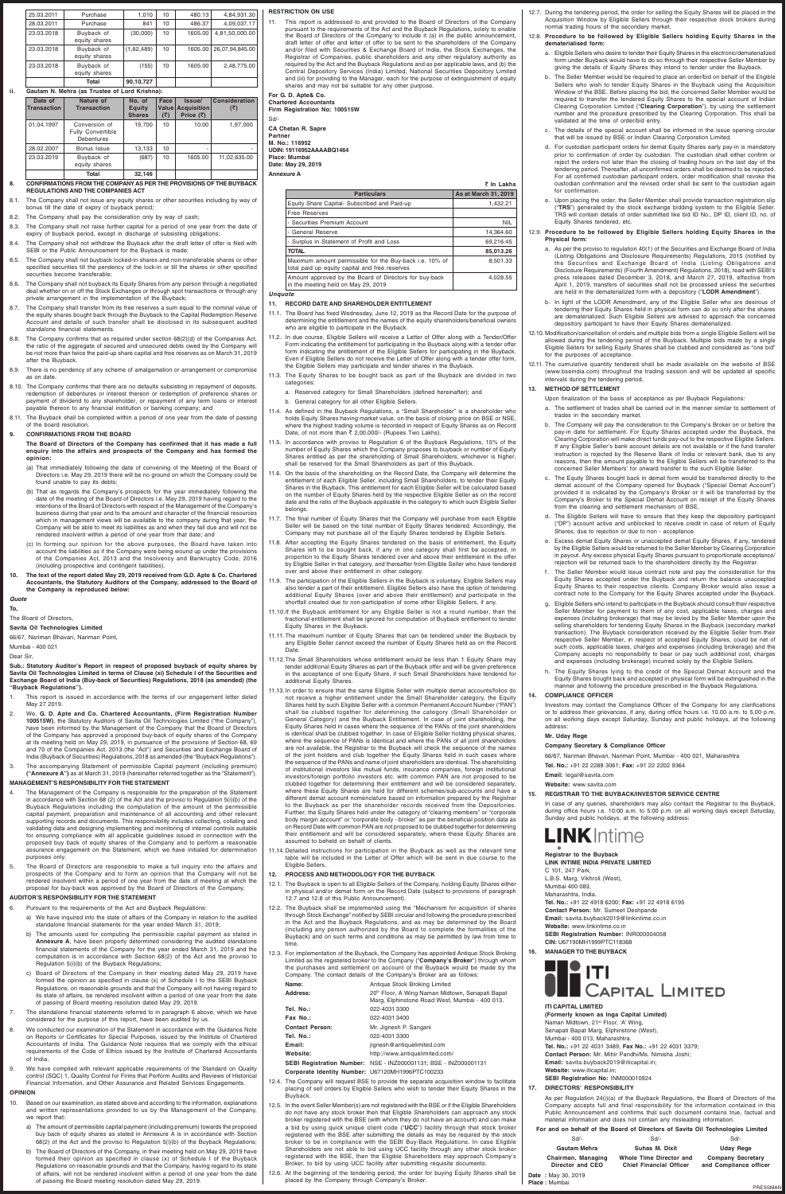| | | | | | |
|---|---|---|---|---|---|
| 25.03.2011 | Purchase | 1,010 | 10 | 480.13 | 4,84,931.30 |
| 28.03.2011 | Purchase | 841 | 10 | 486.37 | 4,09,037.17 |
| 23.03.2018 | Buyback of equity shares | (30,000) | 10 | 1605.00 | 4,81,50,000.00 |
| 23.03.2018 | Buyback of equity shares | (1,62,489) | 10 | 1605.00 | 26,07,94,845.00 |
| 23.03.2018 | Buyback of equity shares | (155) | 10 | 1605.00 | 2,48,775.00 |
| | **Total** | **90,10,727** | | | |

ii. **Gautam N. Mehra (as Trustee of Lord Krishna):**

| Date of Transaction | Nature of Transaction | No. of Equity Shares | Face Value (₹) | Issue/ Acquisition Price (₹) | Consideration (₹) |
|---|---|---|---|---|---|
| 01.04.1997 | Conversion of Fully Convertible Debentures | 19,700 | 10 | 10.00 | 1,97,000 |
| 28.02.2007 | Bonus Issue | 13,133 | 10 | - | - |
| 23.03.2019 | Buyback of equity shares | (687) | 10 | 1605.00 | 11,02,635.00 |
| | **Total** | **32,146** | | | |

## 8. CONFIRMATIONS FROM THE COMPANY AS PER THE PROVISIONS OF THE BUYBACK REGULATIONS AND THE COMPANIES ACT

8.1. The Company shall not issue any equity shares or other securities including by way of bonus till the date of expiry of buyback period;

8.2. The Company shall pay the consideration only by way of cash;

8.3. The Company shall not raise further capital for a period of one year from the date of expiry of buyback period, except in discharge of subsisting obligations;

8.4. The Company shall not withdraw the Buyback after the draft letter of offer is filed with SEBI or the Public Announcement for the Buyback is made;

8.5. The Company shall not buyback locked-in shares and non-transferable shares or other specified securities till the pendency of the lock-in or till the shares or other specified securities become transferable;

8.6. The Company shall not buyback its Equity Shares from any person through a negotiated deal whether on or off the Stock Exchanges or through spot transactions or through any private arrangement in the implementation of the Buyback;

8.7. The Company shall transfer from its free reserves a sum equal to the nominal value of the equity shares bought back through the Buyback to the Capital Redemption Reserve Account and details of such transfer shall be disclosed in its subsequent audited standalone financial statements.

8.8. The Company confirms that as required under section 68(2)(d) of the Companies Act, the ratio of the aggregate of secured and unsecured debts owed by the Company will be not more than twice the paid-up share capital and free reserves as on March 31, 2019 after the Buyback.

8.9. There is no pendency of any scheme of amalgamation or arrangement or compromise as on date.

8.10. The Company confirms that there are no defaults subsisting in repayment of deposits, redemption of debentures or interest thereon or redemption of preference shares or payment of dividend to any shareholder, or repayment of any term loans or interest payable thereon to any financial institution or banking company; and

8.11. The Buyback shall be completed within a period of one year from the date of passing of the board resolution.

## 9. CONFIRMATIONS FROM THE BOARD

**The Board of Directors of the Company has confirmed that it has made a full enquiry into the affairs and prospects of the Company and has formed the opinion:**

(a) That immediately following the date of convening of the Meeting of the Board of Directors i.e. May 29, 2019 there will be no ground on which the Company could be found unable to pay its debts;

(b) That as regards the Company's prospects for the year immediately following the date of the meeting of the Board of Directors i.e. May 29, 2019 having regard to the intentions of the Board of Directors with respect of the Management of the Company's business during that year and to the amount and character of the financial resources which in management views will be available to the company during that year, the Company will be able to meet its liabilities as and when they fall due and will not be rendered insolvent within a period of one year from that date; and

(c) In forming our opinion for the above purposes, the Board have taken into account the liabilities as if the Company were being wound up under the provisions of the Companies Act, 2013 and the Insolvency and Bankruptcy Code, 2016 (including prospective and contingent liabilities).

## 10. The text of the report dated May 29, 2019 received from G.D. Apte & Co. Chartered Accountants, the Statutory Auditors of the Company, addressed to the Board of the Company is reproduced below:

***Quote***

**To,**

The Board of Directors,

**Savita Oil Technologies Limited**

66/67, Nariman Bhavan, Nariman Point,

Mumbai - 400 021

Dear Sir,

**Sub.: Statutory Auditor's Report in respect of proposed buyback of equity shares by Savita Oil Technologies Limited in terms of Clause (xi) Schedule I of the Securities and Exchange Board of India (Buy-back of Securities) Regulations, 2018 (as amended) (the "Buyback Regulations").**

1. This report is issued in accordance with the terms of our engagement letter dated May 27 2019.

2. We, **G. D. Apte and Co. Chartered Accountants, (Firm Registration Number 100515W)**, the Statutory Auditors of Savita Oil Technologies Limited ("the Company"), have been informed by the Management of the Company that the Board of Directors of the Company has approved a proposed buy-back of equity shares of the Company at its meeting held on May 29, 2019, in pursuance of the provisions of Section 68, 69 and 70 of the Companies Act, 2013 (the "Act") and Securities and Exchange Board of India (Buyback of Securities) Regulations, 2018 as amended (the "Buyback Regulations").

3. The accompanying Statement of permissible Capital payment (including premium) **("Annexure A")** as at March 31, 2019 (hereinafter referred together as the "Statement").

**MANAGEMENT'S RESPONSIBILITY FOR THE STATEMENT**

4. The Management of the Company is responsible for the preparation of the Statement in accordance with Section 68 (2) of the Act and the proviso to Regulation 5(i)(b) of the Buyback Regulations including the computation of the amount of the permissible capital payment, preparation and maintenance of all accounting and other relevant supporting records and documents. This responsibility includes collecting, collating and validating data and designing implementing and monitoring of internal controls suitable for ensuring compliance with all applicable guidelines issued in connection with the proposed buy back of equity shares of the Company and to perform a reasonable assurance engagement on the Statement, which we have initiated for determination purposes only.

5. The Board of Directors are responsible to make a full inquiry into the affairs and prospects of the Company and to form an opinion that the Company will not be rendered insolvent within a period of one year from the date of meeting at which the proposal for buy-back was approved by the Board of Directors of the Company.

**AUDITOR'S RESPONSIBILITY FOR THE STATEMENT**

6. Pursuant to the requirements of the Act and Buyback Regulations:

   a) We have inquired into the state of affairs of the Company in relation to the audited standalone financial statements for the year ended March 31, 2019;

   b) The amounts used for computing the permissible capital payment as stated in **Annexure A**, have been properly determined considering the audited standalone financial statements of the Company for the year ended March 31, 2019 and the computation is in accordance with Section 68(2) of the Act and the proviso to Regulation 5(i)(b) of the Buyback Regulations;

   c) Board of Directors of the Company in their meeting dated May 29, 2019 have formed the opinion as specified in clause (x) of Schedule I to the SEBI Buyback Regulations, on reasonable grounds and that the Company will not having regard to its state of affairs, be rendered insolvent within a period of one year from the date of passing of Board meeting resolution dated May 29, 2019.

7. The standalone financial statements referred to in paragraph 6 above, which we have considered for the purpose of this report, have been audited by us.

8. We conducted our examination of the Statement in accordance with the Guidance Note on Reports or Certificates for Special Purposes, issued by the Institute of Chartered Accountants of India. The Guidance Note requires that we comply with the ethical requirements of the Code of Ethics issued by the Institute of Chartered Accountants of India.

9. We have complied with relevant applicable requirements of the Standard on Quality control (SQC) 1, Quality Control for Firms that Perform Audits and Reviews of Historical Financial Information, and Other Assurance and Related Services Engagements.

**OPINION**

10. Based on our examination, as stated above and according to the information, explanations and written representations provided to us by the Management of the Company, we report that:

   a) The amount of permissible capital payment (including premium) towards the proposed buy back of equity shares as stated in Annexure A is in accordance with Section 68(2) of the Act and the proviso to Regulation 5(i)(b) of the Buyback Regulations;

   b) The Board of Directors of the Company, in their meeting held on May 29, 2019 have formed their opinion as specified in clause (x) of Schedule I to the Buyback Regulations on reasonable grounds and that the Company, having regard to its state of affairs, will not be rendered insolvent within a period of one year from the date of passing the Board meeting resolution dated May 29, 2019.

**RESTRICTION ON USE**

11. This report is addressed to and provided to the Board of Directors of the Company pursuant to the requirements of the Act and the Buyback Regulations, solely to enable the Board of Directors of the Company to include it (a) in the public announcement, draft letter of offer and letter of offer to be sent to the shareholders of the Company and/or filed with Securities & Exchange Board of India, the Stock Exchanges, the Registrar of Companies, public shareholders and any other regulatory authority as required by the Act and the Buyback Regulations and as per applicable laws, and (b) the Central Depository Services (India) Limited, National Securities Depository Limited and (iii) for providing to the Manager, each for the purpose of extinguishment of equity shares and may not be suitable for any other purpose.

**For G. D. Apte& Co.**
**Chartered Accountants**
**Firm Registration No: 100515W**

Sd/-

**CA Chetan R. Sapre**
**Partner**
**M. No.: 116952**
**UDIN: 19116952AAAABQ1464**
**Place: Mumbai**
**Date: May 29, 2019**

**Annexure A**

₹ In Lakhs

| Particulars | As at March 31, 2019 |
|---|---|
| Equity Share Capital- Subscribed and Paid-up | 1,432.21 |
| Free Reserves | |
| - Securities Premium Account | NIL |
| - General Reserve | 14,364.60 |
| - Surplus in Statement of Profit and Loss | 69,216.45 |
| **TOTAL** | **85,013.26** |
| Maximum amount permissible for the Buy-back i.e. 10% of total paid up equity capital and free reserves | 8,501.33 |
| Amount approved by the Board of Directors for buy-back in the meeting held on May 29, 2019 | 4,028.55 |

***Unquote***

## 11. RECORD DATE AND SHAREHOLDER ENTITLEMENT

11.1. The Board has fixed Wednesday, June 12, 2019 as the Record Date for the purpose of determining the entitlement and the names of the equity shareholders/beneficial owners who are eligible to participate in the Buyback.

11.2. In due course, Eligible Sellers will receive a Letter of Offer along with a Tender/Offer Form indicating the entitlement for participating in the Buyback along with a tender offer form indicating the entitlement of the Eligible Sellers for participating in the Buyback. Even if Eligible Sellers do not receive the Letter of Offer along with a tender offer form, the Eligible Sellers may participate and tender shares in the Buyback.

11.3. The Equity Shares to be bought back as part of the Buyback are divided in two categories:

   a. Reserved category for Small Shareholders (defined hereinafter); and

   b. General category for all other Eligible Sellers.

11.4. As defined in the Buyback Regulations, a "Small Shareholder" is a shareholder who holds Equity Shares having market value, on the basis of closing price on BSE or NSE, where the highest trading volume is recorded in respect of Equity Shares as on Record Date, of not more than ₹ 2,00,000/- (Rupees Two Lakhs).

11.5. In accordance with proviso to Regulation 6 of the Buyback Regulations, 15% of the number of Equity Shares which the Company proposes to buyback or number of Equity Shares entitled as per the shareholding of Small Shareholders, whichever is higher, shall be reserved for the Small Shareholders as part of this Buyback.

11.6. On the basis of the shareholding on the Record Date, the Company will determine the entitlement of each Eligible Seller, including Small Shareholders, to tender their Equity Shares in the Buyback. This entitlement for each Eligible Seller will be calculated based on the number of Equity Shares held by the respective Eligible Seller as on the record date and the ratio of the Buyback applicable in the category to which such Eligible Seller belongs.

11.7. The final number of Equity Shares that the Company will purchase from each Eligible Seller will be based on the total number of Equity Shares tendered. Accordingly, the Company may not purchase all of the Equity Shares tendered by Eligible Sellers.

11.8. After accepting the Equity Shares tendered on the basis of entitlement, the Equity Shares left to be bought back, if any in one category shall first be accepted, in proportion to the Equity Shares tendered over and above their entitlement in the offer by Eligible Seller in that category, and thereafter from Eligible Seller who have tendered over and above their entitlement in other category.

11.9. The participation of the Eligible Sellers in the Buyback is voluntary. Eligible Sellers may also tender a part of their entitlement. Eligible Sellers also have the option of tendering additional Equity Shares (over and above their entitlement) and participate in the shortfall created due to non-participation of some other Eligible Sellers, if any.

11.10. If the Buyback entitlement for any Eligible Seller is not a round number, then the fractional entitlement shall be ignored for computation of Buyback entitlement to tender Equity Shares in the Buyback.

11.11. The maximum number of Equity Shares that can be tendered under the Buyback by any Eligible Seller cannot exceed the number of Equity Shares held as on the Record Date.

11.12. The Small Shareholders whose entitlement would be less than 1 Equity Share may tender additional Equity Shares as part of the Buyback offer and will be given preference in the acceptance of one Equity Share, if such Small Shareholders have tendered for additional Equity Shares.

11.13. In order to ensure that the same Eligible Seller with multiple demat accounts/folios do not receive a higher entitlement under the Small Shareholder category, the Equity Shares held by such Eligible Seller with a common Permanent Account Number ("PAN") shall be clubbed together for determining the category (Small Shareholder or General Category) and the Buyback Entitlement. In case of joint shareholding, the Equity Shares held in cases where the sequence of the PANs of the joint shareholders is identical shall be clubbed together. In case of Eligible Seller holding physical shares, where the sequence of PANs is identical and where the PANs of all joint shareholders are not available, the Registrar to the Buyback will check the sequence of the names of the joint holders and club together the Equity Shares held in such cases where the sequence of the PANs and name of joint shareholders are identical. The shareholding of institutional investors like mutual funds, insurance companies, foreign institutional investors/foreign portfolio investors etc. with common PAN are not proposed to be clubbed together for determining their entitlement and will be considered separately, where these Equity Shares are held for different schemes/sub-accounts and have a different demat account nomenclature based on information prepared by the Registrar to the Buyback as per the shareholder records received from the Depositories. Further, the Equity Shares held under the category of "clearing members" or "corporate body margin account" or "corporate body - broker" as per the beneficial position data as on Record Date with common PAN are not proposed to be clubbed together for determining their entitlement and will be considered separately, where these Equity Shares are assumed to behold on behalf of clients.

11.14. Detailed instructions for participation in the Buyback as well as the relevant time table will be included in the Letter of Offer which will be sent in due course to the Eligible Sellers.

## 12. PROCESS AND METHODOLOGY FOR THE BUYBACK

12.1. The Buyback is open to all Eligible Sellers of the Company, holding Equity Shares either in physical and/or demat form on the Record Date (subject to provisions of paragraph 12.7 and 12.8 of this Public Announcement).

12.2. The Buyback shall be implemented using the "Mechanism for acquisition of shares through Stock Exchange" notified by SEBI circular and following the procedure prescribed in the Act and the Buyback Regulations, and as may be determined by the Board (including any person authorized by the Board to complete the formalities of the Buyback) and on such terms and conditions as may be permitted by law from time to time.

12.3. For implementation of the Buyback, the Company has appointed Antique Stock Broking Limited as the registered broker to the Company ("**Company's Broker**") through whom the purchases and settlement on account of the Buyback would be made by the Company. The contact details of the Company's Broker are as follows:

| | |
|---|---|
| **Name:** | Antique Stock Broking Limited |
| **Address:** | 20th Floor, A Wing Naman Midtown, Senapati Bapat Marg, Elphinstone Road West, Mumbai - 400 013. |
| **Tel. No.:** | 022-4031 3300 |
| **Fax No.:** | 022-4031 3400 |
| **Contact Person:** | Mr. Jignesh P. Sangani |
| **Tel. No.:** | 022-4031 3300 |
| **Email:** | jignesh@antiquelimited.com |
| **Website:** | http://www.antiquelimited.com/ |
| **SEBI Registration Number:** | NSE - INZ000001131; BSE - INZ000001131 |
| **Corporate Identity Number:** | U67120MH1996PTC100233 |

12.4. The Company will request BSE to provide the separate acquisition window to facilitate placing of sell orders by Eligible Sellers who wish to tender their Equity Shares in the Buyback.

12.5. In the event Seller Member(s) are not registered with the BSE or if the Eligible Shareholders do not have any stock broker then that Eligible Shareholders can approach any stock broker registered with the BSE (with whom they do not have an account) and can make a bid by using quick unique client code ("**UCC**") facility through that stock broker registered with the BSE after submitting the details as may be required by the stock broker to be in compliance with the SEBI Buy-Back Regulations. In case Eligible Shareholders are not able to bid using UCC facility through any other stock broker registered with the BSE, then the Eligible Shareholders may approach Company's Broker, to bid by using UCC facility after submitting requisite documents.

12.6. At the beginning of the tendering period, the order for buying Equity Shares shall be placed by the Company through Company's Broker.

12.7. During the tendering period, the order for selling the Equity Shares will be placed in the Acquisition Window by Eligible Sellers through their respective stock brokers during normal trading hours of the secondary market.

12.8. **Procedure to be followed by Eligible Sellers holding Equity Shares in the dematerialised form:**

   a. Eligible Sellers who desire to tender their Equity Shares in the electronic/dematerialized form under Buyback would have to do so through their respective Seller Member by giving the details of Equity Shares they intend to tender under the Buyback.

   b. The Seller Member would be required to place an order/bid on behalf of the Eligible Sellers who wish to tender Equity Shares in the Buyback using the Acquisition Window of the BSE. Before placing the bid, the concerned Seller Member would be required to transfer the tendered Equity Shares to the special account of Indian Clearing Corporation Limited ("**Clearing Corporation**"), by using the settlement number and the procedure prescribed by the Clearing Corporation. This shall be validated at the time of order/bid entry.

   c. The details of the special account shall be informed in the issue opening circular that will be issued by BSE or Indian Clearing Corporation Limited.

   d. For custodian participant orders for demat Equity Shares early pay-in is mandatory prior to confirmation of order by custodian. The custodian shall either confirm or reject the orders not later than the closing of trading hours on the last day of the tendering period. Thereafter, all unconfirmed orders shall be deemed to be rejected. For all confirmed custodian participant orders, order modification shall revoke the custodian confirmation and the revised order shall be sent to the custodian again for confirmation.

   e. Upon placing the order, the Seller Member shall provide transaction registration slip ("**TRS**") generated by the stock exchange bidding system to the Eligible Seller. TRS will contain details of order submitted like bid ID No., DP ID, client ID, no. of Equity Shares tendered, etc.

12.9. **Procedure to be followed by Eligible Sellers holding Equity Shares in the Physical form:**

   a. As per the proviso to regulation 40(1) of the Securities and Exchange Board of India (Listing Obligations and Disclosure Requirements) Regulations, 2015 (notified by the Securities and Exchange Board of India (Listing Obligations and Disclosure Requirements) (Fourth Amendment) Regulations, 2018), read with SEBI's press releases dated December 3, 2018, and March 27, 2019, effective from April 1, 2019, transfers of securities shall not be processed unless the securities are held in the dematerialized form with a depository ("**LODR Amendment**").

   b. In light of the LODR Amendment, any of the Eligible Seller who are desirous of tendering their Equity Shares held in physical form can do so only after the shares are dematerialized. Such Eligible Sellers are advised to approach the concerned depository participant to have their Equity Shares dematerialized.

12.10. Modification/cancellation of orders and multiple bids from a single Eligible Sellers will be allowed during the tendering period of the Buyback. Multiple bids made by a single Eligible Sellers for selling Equity Shares shall be clubbed and considered as "one bid" for the purposes of acceptance.

12.11. The cumulative quantity tendered shall be made available on the website of BSE (www.bseindia.com) throughout the trading session and will be updated at specific intervals during the tendering period.

## 13. METHOD OF SETTLEMENT

Upon finalization of the basis of acceptance as per Buyback Regulations:

   a. The settlement of trades shall be carried out in the manner similar to settlement of trades in the secondary market.

   b. The Company will pay the consideration to the Company's Broker on or before the pay-in date for settlement. For Equity Shares accepted under the Buyback, the Clearing Corporation will make direct funds pay-out to the respective Eligible Sellers. If any Eligible Seller's bank account details are not available or if the fund transfer instruction is rejected by the Reserve Bank of India or relevant bank, due to any reasons, then the amount payable to the Eligible Sellers will be transferred to the concerned Seller Members' for onward transfer to the such Eligible Seller.

   c. The Equity Shares bought back in demat form would be transferred directly to the demat account of the Company opened for Buyback ("Special Demat Account") provided it is indicated by the Company's Broker or it will be transferred by the Company's Broker to the Special Demat Account on receipt of the Equity Shares from the clearing and settlement mechanism of BSE.

   d. The Eligible Sellers will have to ensure that they keep the depository participant ("DP") account active and unblocked to receive credit in case of return of Equity Shares, due to rejection or due to non - acceptance.

   e. Excess demat Equity Shares or unaccepted demat Equity Shares, if any, tendered by the Eligible Sellers would be returned to the Seller Member by Clearing Corporation in payout. Any excess physical Equity Shares pursuant to proportionate acceptance/ rejection will be returned back to the shareholders directly by the Registrar.

   f. The Seller Member would issue contract note and pay the consideration for the Equity Shares accepted under the Buyback and return the balance unaccepted Equity Shares to their respective clients. Company Broker would also issue a contract note to the Company for the Equity Shares accepted under the Buyback.

   g. Eligible Sellers who intend to participate in the Buyback should consult their respective Seller Member for payment to them of any cost, applicable taxes, charges and expenses (including brokerage) that may be levied by the Seller Member upon the selling shareholders for tendering Equity Shares in the Buyback (secondary market transaction). The Buyback consideration received by the Eligible Seller from their respective Seller Member, in respect of accepted Equity Shares, could be net of such costs, applicable taxes, charges and expenses (including brokerage) and the Company accepts no responsibility to bear or pay such additional cost, charges and expenses (including brokerage) incurred solely by the Eligible Sellers.

   h. The Equity Shares lying to the credit of the Special Demat Account and the Equity Shares bought back and accepted in physical form will be extinguished in the manner and following the procedure prescribed in the Buyback Regulations.

## 14. COMPLIANCE OFFICER

Investors may contact the Compliance Officer of the Company for any clarifications or to address their grievances, if any, during office hours i.e. 10.00 a.m. to 5.00 p.m. on all working days except Saturday, Sunday and public holidays, at the following address:

**Mr. Uday Rege**

**Company Secretary & Compliance Officer**

66/67, Nariman Bhavan, Nariman Point, Mumbai - 400 021, Maharashtra

**Tel. No.:** +91 22 2288 3061; **Fax:** +91 22 2202 9364

**Email:** legal@savita.com

**Website:** www.savita.com

## 15. REGISTRAR TO THE BUYBACK/INVESTOR SERVICE CENTRE

In case of any queries, shareholders may also contact the Registrar to the Buyback, during office hours i.e. 10:00 a.m. to 5:00 p.m. on all working days except Saturday, Sunday and public holidays, at the following address:

**LINK**Intime

**Registrar to the Buyback**
**LINK INTIME INDIA PRIVATE LIMITED**
C 101, 247 Park,
L.B.S. Marg, Vikhroli (West),
Mumbai 400 083,
Maharashtra, India.
**Tel. No.:** +91 22 4918 6200; **Fax:** +91 22 4918 6195
**Contact Person:** Mr. Sumeet Deshpande
**Email:** savita.buyback2019@linkintime.co.in
**Website:** www.linkintime.co.in
**SEBI Registration Number:** INR000004058
**CIN:** U67190MH1999PTC118368

## 16. MANAGER TO THE BUYBACK

ITI CAPITAL LIMITED

**ITI CAPITAL LIMITED**
**(Formerly known as Inga Capital Limited)**
Naman Midtown, 21st Floor, 'A' Wing,
Senapati Bapat Marg, Elphinstone (West),
Mumbai - 400 013, Maharashtra.
**Tel. No.:** +91 22 4031 3489, **Fax No.:** +91 22 4031 3379;
**Contact Person:** Mr. Mihir Pandhi/Ms. Nimisha Joshi;
**Email:** savita.buyback2019@iticapital.in;
**Website:** www.iticapital.in;
**SEBI Registration No:** INM000010924

## 17. DIRECTORS' RESPONSIBILITY

As per Regulation 24(i)(a) of the Buyback Regulations, the Board of Directors of the Company accepts full and final responsibility for the information contained in this Public Announcement and confirms that such document contains true, factual and material information and does not contain any misleading information.

**For and on behalf of the Board of Directors of Savita Oil Technologies Limited**

| Sd/- | Sd/- | Sd/- |
|---|---|---|
| **Gautam Mehra** | **Suhas M. Dixit** | **Uday Rege** |
| **Chairman, Managing Director and CEO** | **Whole Time Director and Chief Financial Officer** | **Company Secretary and Compliance officer** |

**Date :** May 30, 2019
**Place :** Mumbai

PRESSMAN